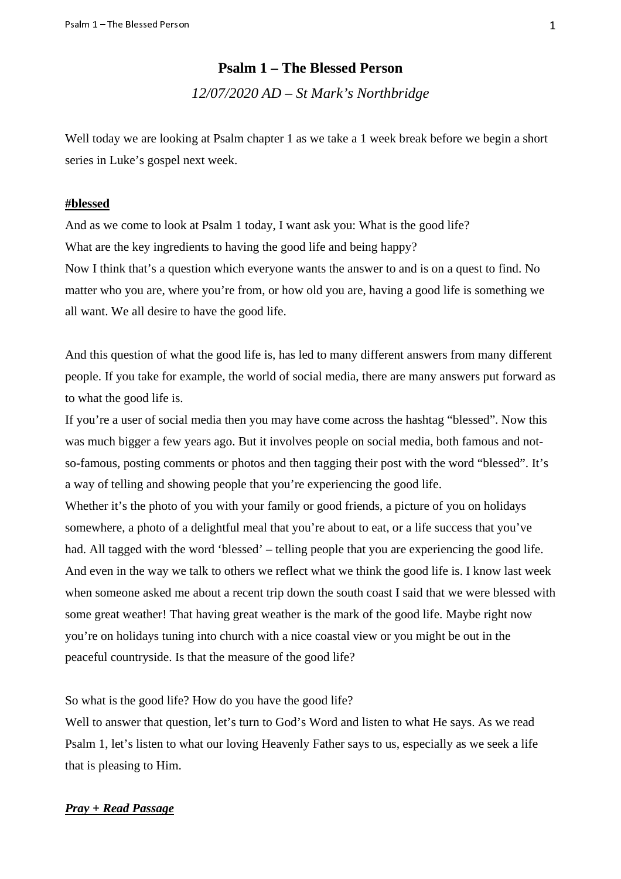# Psalm 1 – The Blessed Person

*12/07/2020 AD – St Mark's Northbridge*

Well today we are looking at Psalm chapter 1 as we take a 1 week break before we begin a short series in Luke's gospel next week.

**#blessed**

And as we come to look at Psalm 1 today, I want ask you: What is the good life?
What are the key ingredients to having the good life and being happy?
Now I think that's a question which everyone wants the answer to and is on a quest to find. No matter who you are, where you're from, or how old you are, having a good life is something we all want. We all desire to have the good life.

And this question of what the good life is, has led to many different answers from many different people. If you take for example, the world of social media, there are many answers put forward as to what the good life is.
If you're a user of social media then you may have come across the hashtag "blessed". Now this was much bigger a few years ago. But it involves people on social media, both famous and not-so-famous, posting comments or photos and then tagging their post with the word "blessed". It's a way of telling and showing people that you're experiencing the good life.
Whether it's the photo of you with your family or good friends, a picture of you on holidays somewhere, a photo of a delightful meal that you're about to eat, or a life success that you've had. All tagged with the word 'blessed' – telling people that you are experiencing the good life.
And even in the way we talk to others we reflect what we think the good life is. I know last week when someone asked me about a recent trip down the south coast I said that we were blessed with some great weather! That having great weather is the mark of the good life. Maybe right now you're on holidays tuning into church with a nice coastal view or you might be out in the peaceful countryside. Is that the measure of the good life?

So what is the good life? How do you have the good life?
Well to answer that question, let's turn to God's Word and listen to what He says. As we read Psalm 1, let's listen to what our loving Heavenly Father says to us, especially as we seek a life that is pleasing to Him.

***Pray + Read Passage***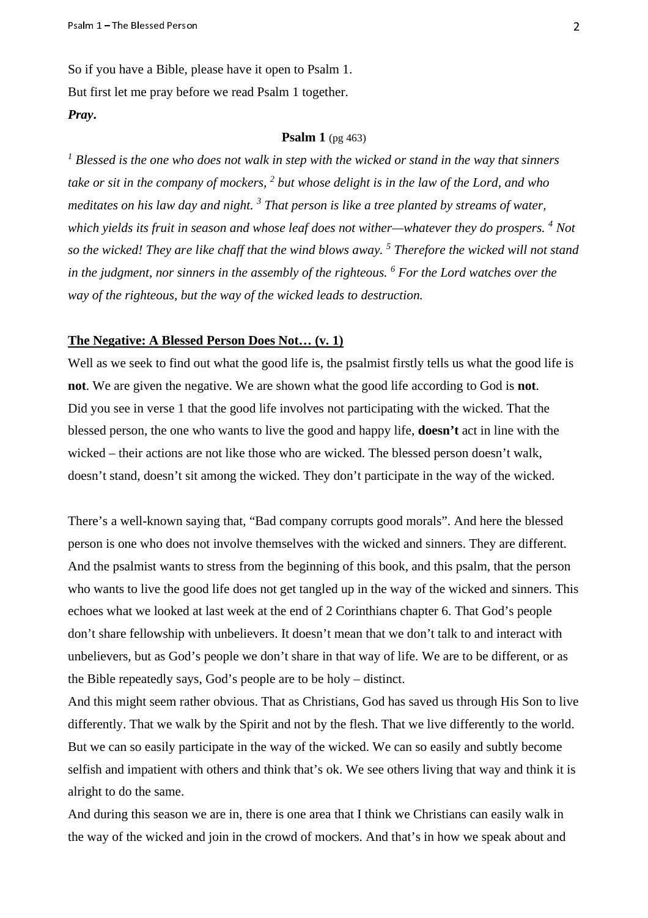So if you have a Bible, please have it open to Psalm 1.

But first let me pray before we read Psalm 1 together.

***Pray*.**

**Psalm 1** (pg 463)

*[1] Blessed is the one who does not walk in step with the wicked or stand in the way that sinners take or sit in the company of mockers, [2] but whose delight is in the law of the Lord, and who meditates on his law day and night. [3] That person is like a tree planted by streams of water, which yields its fruit in season and whose leaf does not wither—whatever they do prospers. [4] Not so the wicked! They are like chaff that the wind blows away. [5] Therefore the wicked will not stand in the judgment, nor sinners in the assembly of the righteous. [6] For the Lord watches over the way of the righteous, but the way of the wicked leads to destruction.*

**<u>The Negative: A Blessed Person Does Not… (v. 1)</u>**

Well as we seek to find out what the good life is, the psalmist firstly tells us what the good life is **not**. We are given the negative. We are shown what the good life according to God is **not**.
Did you see in verse 1 that the good life involves not participating with the wicked. That the blessed person, the one who wants to live the good and happy life, **doesn't** act in line with the wicked – their actions are not like those who are wicked. The blessed person doesn't walk, doesn't stand, doesn't sit among the wicked. They don't participate in the way of the wicked.

There's a well-known saying that, "Bad company corrupts good morals". And here the blessed person is one who does not involve themselves with the wicked and sinners. They are different. And the psalmist wants to stress from the beginning of this book, and this psalm, that the person who wants to live the good life does not get tangled up in the way of the wicked and sinners. This echoes what we looked at last week at the end of 2 Corinthians chapter 6. That God's people don't share fellowship with unbelievers. It doesn't mean that we don't talk to and interact with unbelievers, but as God's people we don't share in that way of life. We are to be different, or as the Bible repeatedly says, God's people are to be holy – distinct.

And this might seem rather obvious. That as Christians, God has saved us through His Son to live differently. That we walk by the Spirit and not by the flesh. That we live differently to the world. But we can so easily participate in the way of the wicked. We can so easily and subtly become selfish and impatient with others and think that's ok. We see others living that way and think it is alright to do the same.

And during this season we are in, there is one area that I think we Christians can easily walk in the way of the wicked and join in the crowd of mockers. And that's in how we speak about and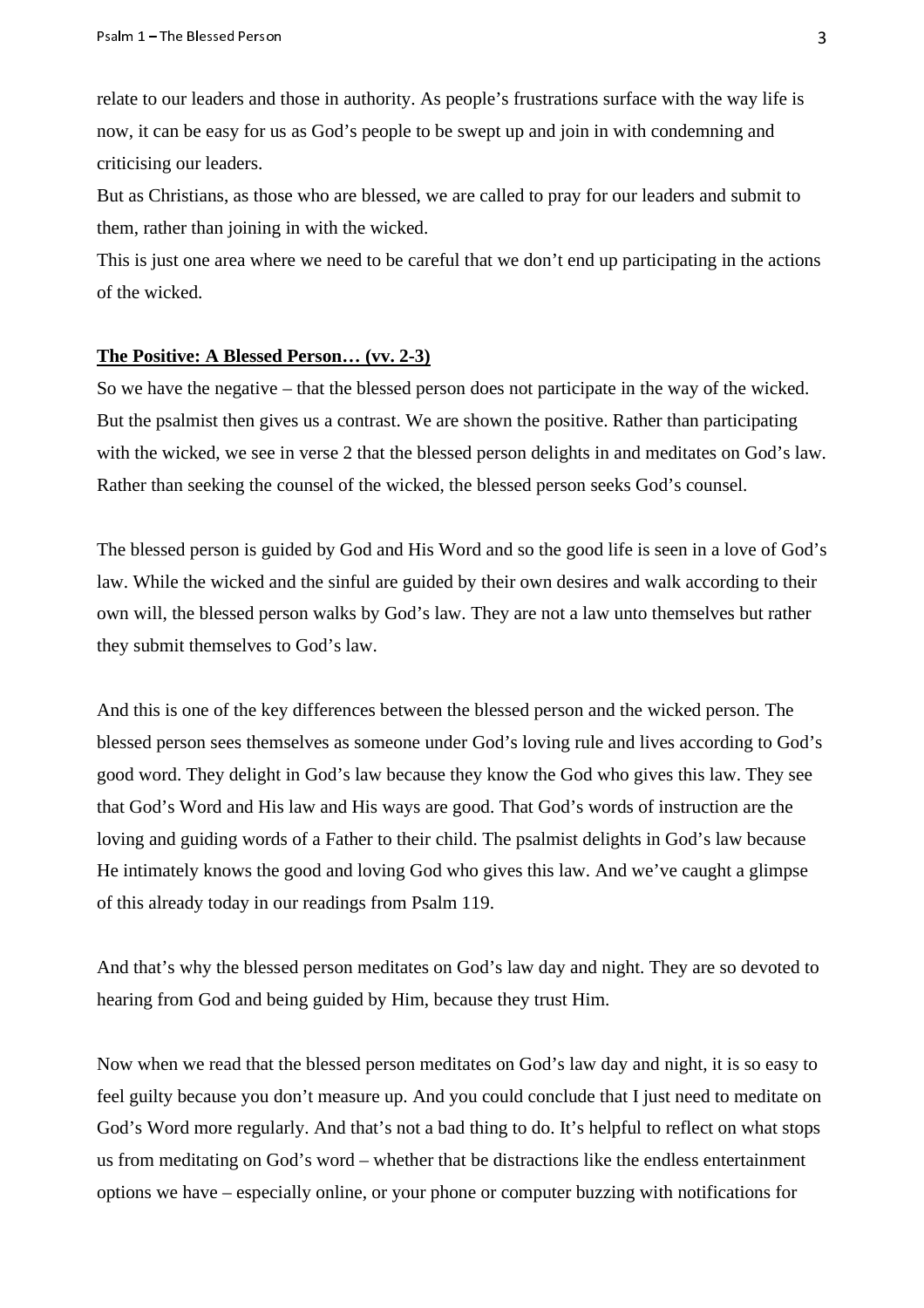relate to our leaders and those in authority. As people's frustrations surface with the way life is now, it can be easy for us as God's people to be swept up and join in with condemning and criticising our leaders.

But as Christians, as those who are blessed, we are called to pray for our leaders and submit to them, rather than joining in with the wicked.

This is just one area where we need to be careful that we don't end up participating in the actions of the wicked.

**The Positive: A Blessed Person… (vv. 2-3)**

So we have the negative – that the blessed person does not participate in the way of the wicked. But the psalmist then gives us a contrast. We are shown the positive. Rather than participating with the wicked, we see in verse 2 that the blessed person delights in and meditates on God's law. Rather than seeking the counsel of the wicked, the blessed person seeks God's counsel.

The blessed person is guided by God and His Word and so the good life is seen in a love of God's law. While the wicked and the sinful are guided by their own desires and walk according to their own will, the blessed person walks by God's law. They are not a law unto themselves but rather they submit themselves to God's law.

And this is one of the key differences between the blessed person and the wicked person. The blessed person sees themselves as someone under God's loving rule and lives according to God's good word. They delight in God's law because they know the God who gives this law. They see that God's Word and His law and His ways are good. That God's words of instruction are the loving and guiding words of a Father to their child. The psalmist delights in God's law because He intimately knows the good and loving God who gives this law. And we've caught a glimpse of this already today in our readings from Psalm 119.

And that's why the blessed person meditates on God's law day and night. They are so devoted to hearing from God and being guided by Him, because they trust Him.

Now when we read that the blessed person meditates on God's law day and night, it is so easy to feel guilty because you don't measure up. And you could conclude that I just need to meditate on God's Word more regularly. And that's not a bad thing to do. It's helpful to reflect on what stops us from meditating on God's word – whether that be distractions like the endless entertainment options we have – especially online, or your phone or computer buzzing with notifications for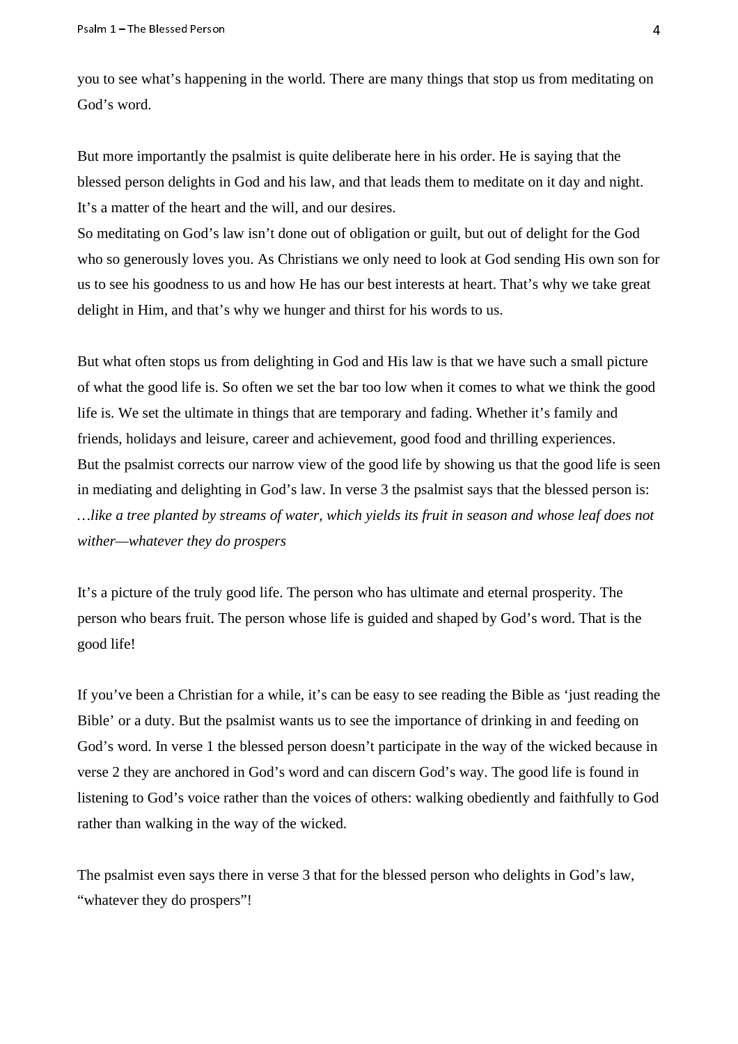you to see what's happening in the world. There are many things that stop us from meditating on God's word.

But more importantly the psalmist is quite deliberate here in his order. He is saying that the blessed person delights in God and his law, and that leads them to meditate on it day and night. It's a matter of the heart and the will, and our desires.
So meditating on God's law isn't done out of obligation or guilt, but out of delight for the God who so generously loves you. As Christians we only need to look at God sending His own son for us to see his goodness to us and how He has our best interests at heart. That's why we take great delight in Him, and that's why we hunger and thirst for his words to us.

But what often stops us from delighting in God and His law is that we have such a small picture of what the good life is. So often we set the bar too low when it comes to what we think the good life is. We set the ultimate in things that are temporary and fading. Whether it's family and friends, holidays and leisure, career and achievement, good food and thrilling experiences.
But the psalmist corrects our narrow view of the good life by showing us that the good life is seen in mediating and delighting in God's law. In verse 3 the psalmist says that the blessed person is:
*…like a tree planted by streams of water, which yields its fruit in season and whose leaf does not wither—whatever they do prospers*

It's a picture of the truly good life. The person who has ultimate and eternal prosperity. The person who bears fruit. The person whose life is guided and shaped by God's word. That is the good life!

If you've been a Christian for a while, it's can be easy to see reading the Bible as 'just reading the Bible' or a duty. But the psalmist wants us to see the importance of drinking in and feeding on God's word. In verse 1 the blessed person doesn't participate in the way of the wicked because in verse 2 they are anchored in God's word and can discern God's way. The good life is found in listening to God's voice rather than the voices of others: walking obediently and faithfully to God rather than walking in the way of the wicked.

The psalmist even says there in verse 3 that for the blessed person who delights in God's law, "whatever they do prospers"!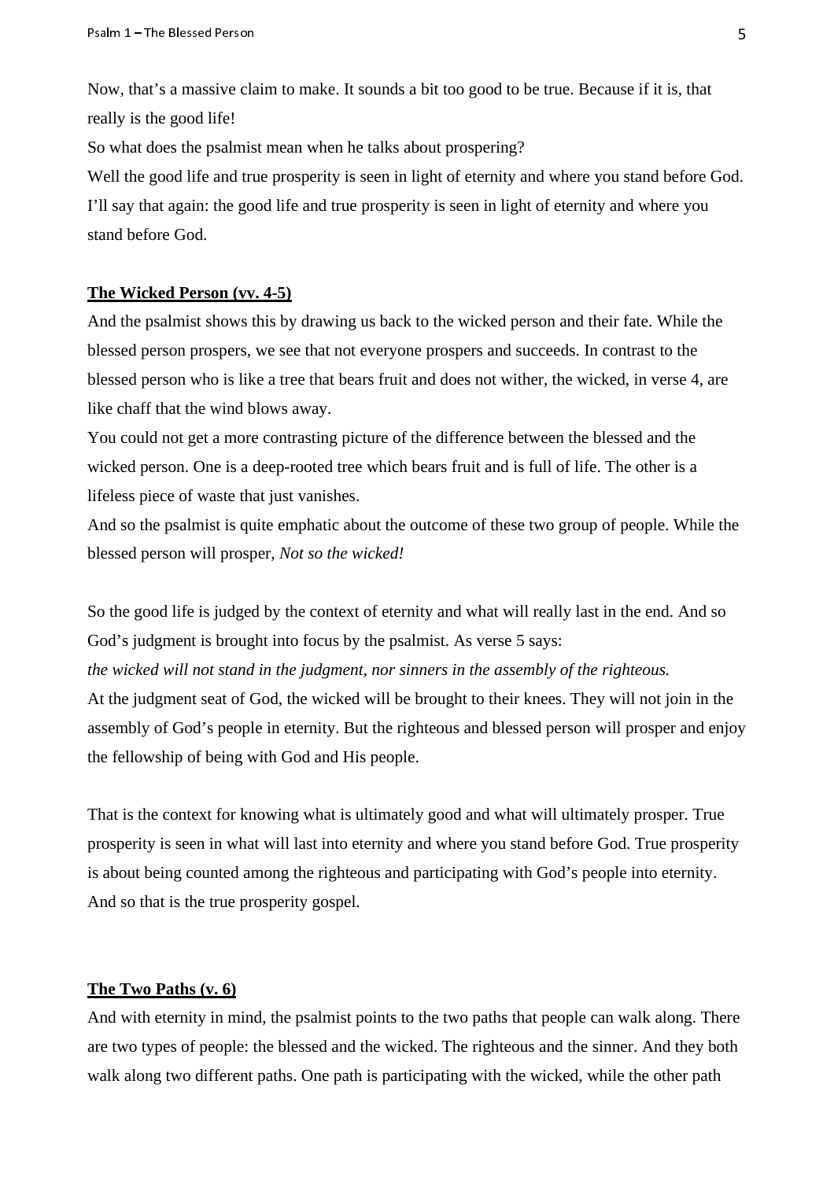Now, that's a massive claim to make. It sounds a bit too good to be true. Because if it is, that really is the good life!

So what does the psalmist mean when he talks about prospering?

Well the good life and true prosperity is seen in light of eternity and where you stand before God. I'll say that again: the good life and true prosperity is seen in light of eternity and where you stand before God.

**The Wicked Person (vv. 4-5)**

And the psalmist shows this by drawing us back to the wicked person and their fate. While the blessed person prospers, we see that not everyone prospers and succeeds. In contrast to the blessed person who is like a tree that bears fruit and does not wither, the wicked, in verse 4, are like chaff that the wind blows away.

You could not get a more contrasting picture of the difference between the blessed and the wicked person. One is a deep-rooted tree which bears fruit and is full of life. The other is a lifeless piece of waste that just vanishes.

And so the psalmist is quite emphatic about the outcome of these two group of people. While the blessed person will prosper, *Not so the wicked!*

So the good life is judged by the context of eternity and what will really last in the end. And so God's judgment is brought into focus by the psalmist. As verse 5 says:

*the wicked will not stand in the judgment, nor sinners in the assembly of the righteous.*

At the judgment seat of God, the wicked will be brought to their knees. They will not join in the assembly of God's people in eternity. But the righteous and blessed person will prosper and enjoy the fellowship of being with God and His people.

That is the context for knowing what is ultimately good and what will ultimately prosper. True prosperity is seen in what will last into eternity and where you stand before God. True prosperity is about being counted among the righteous and participating with God's people into eternity. And so that is the true prosperity gospel.

**The Two Paths (v. 6)**

And with eternity in mind, the psalmist points to the two paths that people can walk along. There are two types of people: the blessed and the wicked. The righteous and the sinner. And they both walk along two different paths. One path is participating with the wicked, while the other path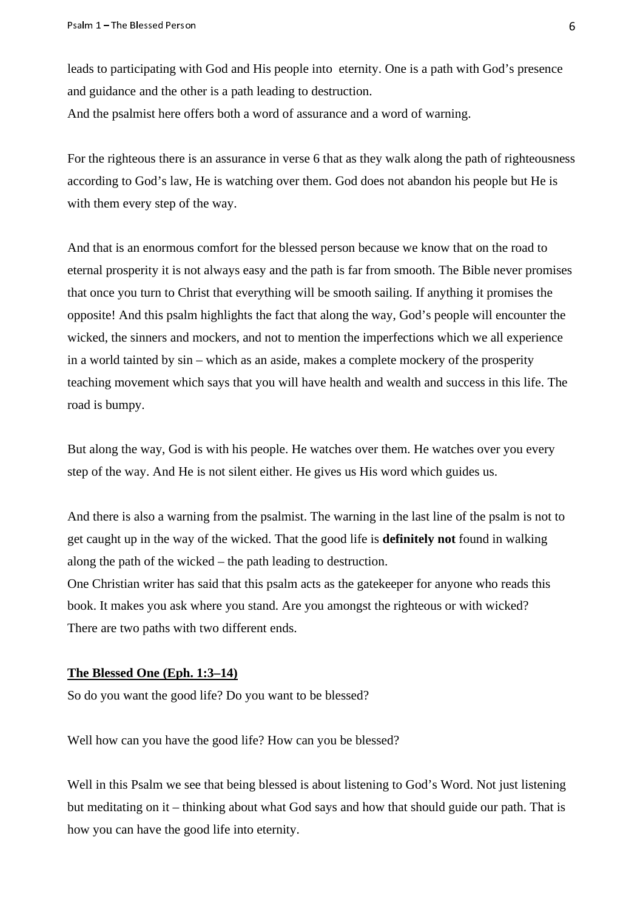leads to participating with God and His people into eternity. One is a path with God's presence and guidance and the other is a path leading to destruction.
And the psalmist here offers both a word of assurance and a word of warning.

For the righteous there is an assurance in verse 6 that as they walk along the path of righteousness according to God's law, He is watching over them. God does not abandon his people but He is with them every step of the way.

And that is an enormous comfort for the blessed person because we know that on the road to eternal prosperity it is not always easy and the path is far from smooth. The Bible never promises that once you turn to Christ that everything will be smooth sailing. If anything it promises the opposite! And this psalm highlights the fact that along the way, God's people will encounter the wicked, the sinners and mockers, and not to mention the imperfections which we all experience in a world tainted by sin – which as an aside, makes a complete mockery of the prosperity teaching movement which says that you will have health and wealth and success in this life. The road is bumpy.

But along the way, God is with his people. He watches over them. He watches over you every step of the way. And He is not silent either. He gives us His word which guides us.

And there is also a warning from the psalmist. The warning in the last line of the psalm is not to get caught up in the way of the wicked. That the good life is **definitely not** found in walking along the path of the wicked – the path leading to destruction.
One Christian writer has said that this psalm acts as the gatekeeper for anyone who reads this book. It makes you ask where you stand. Are you amongst the righteous or with wicked?
There are two paths with two different ends.

**The Blessed One (Eph. 1:3–14)**

So do you want the good life? Do you want to be blessed?

Well how can you have the good life? How can you be blessed?

Well in this Psalm we see that being blessed is about listening to God's Word. Not just listening but meditating on it – thinking about what God says and how that should guide our path. That is how you can have the good life into eternity.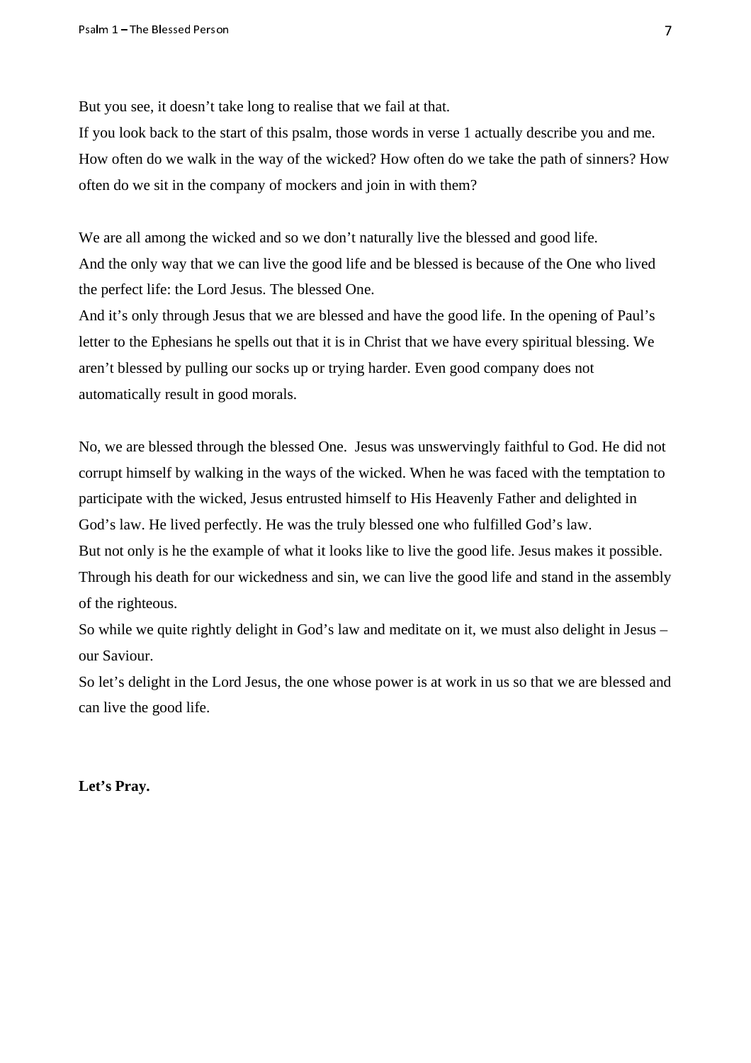But you see, it doesn't take long to realise that we fail at that.
If you look back to the start of this psalm, those words in verse 1 actually describe you and me. How often do we walk in the way of the wicked? How often do we take the path of sinners? How often do we sit in the company of mockers and join in with them?

We are all among the wicked and so we don't naturally live the blessed and good life.
And the only way that we can live the good life and be blessed is because of the One who lived the perfect life: the Lord Jesus. The blessed One.
And it's only through Jesus that we are blessed and have the good life. In the opening of Paul's letter to the Ephesians he spells out that it is in Christ that we have every spiritual blessing. We aren't blessed by pulling our socks up or trying harder. Even good company does not automatically result in good morals.

No, we are blessed through the blessed One. Jesus was unswervingly faithful to God. He did not corrupt himself by walking in the ways of the wicked. When he was faced with the temptation to participate with the wicked, Jesus entrusted himself to His Heavenly Father and delighted in God's law. He lived perfectly. He was the truly blessed one who fulfilled God's law.
But not only is he the example of what it looks like to live the good life. Jesus makes it possible. Through his death for our wickedness and sin, we can live the good life and stand in the assembly of the righteous.
So while we quite rightly delight in God's law and meditate on it, we must also delight in Jesus – our Saviour.
So let's delight in the Lord Jesus, the one whose power is at work in us so that we are blessed and can live the good life.

**Let's Pray.**